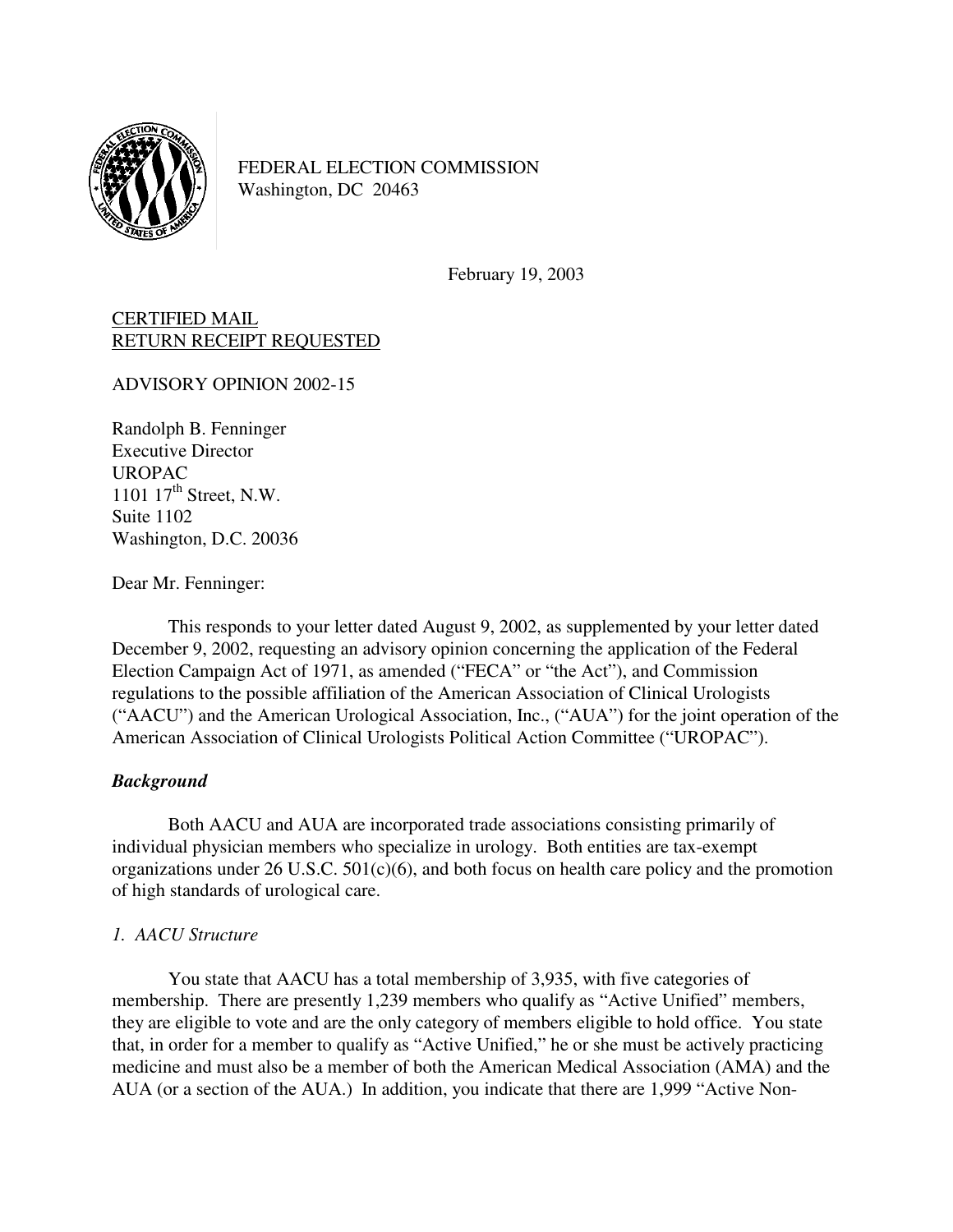FEDERAL ELECTION COMMISSION
Washington, DC 20463

February 19, 2003

CERTIFIED MAIL
RETURN RECEIPT REQUESTED

ADVISORY OPINION 2002-15

Randolph B. Fenninger
Executive Director
UROPAC
1101 17th Street, N.W.
Suite 1102
Washington, D.C. 20036

Dear Mr. Fenninger:

This responds to your letter dated August 9, 2002, as supplemented by your letter dated December 9, 2002, requesting an advisory opinion concerning the application of the Federal Election Campaign Act of 1971, as amended ("FECA" or "the Act"), and Commission regulations to the possible affiliation of the American Association of Clinical Urologists ("AACU") and the American Urological Association, Inc., ("AUA") for the joint operation of the American Association of Clinical Urologists Political Action Committee ("UROPAC").

### *Background*

Both AACU and AUA are incorporated trade associations consisting primarily of individual physician members who specialize in urology. Both entities are tax-exempt organizations under 26 U.S.C. 501(c)(6), and both focus on health care policy and the promotion of high standards of urological care.

#### *1. AACU Structure*

You state that AACU has a total membership of 3,935, with five categories of membership. There are presently 1,239 members who qualify as "Active Unified" members, they are eligible to vote and are the only category of members eligible to hold office. You state that, in order for a member to qualify as "Active Unified," he or she must be actively practicing medicine and must also be a member of both the American Medical Association (AMA) and the AUA (or a section of the AUA.) In addition, you indicate that there are 1,999 "Active Non-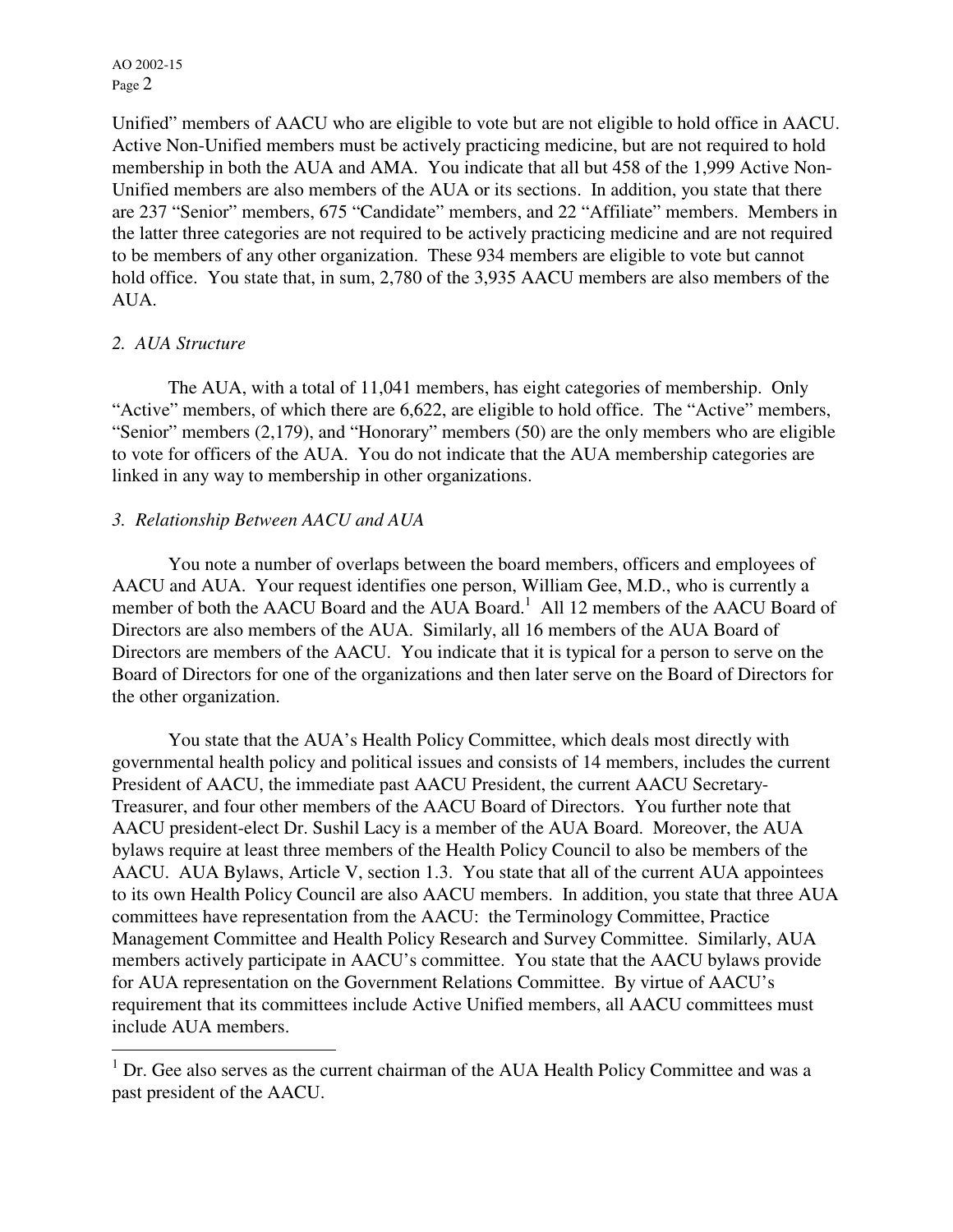Unified" members of AACU who are eligible to vote but are not eligible to hold office in AACU. Active Non-Unified members must be actively practicing medicine, but are not required to hold membership in both the AUA and AMA. You indicate that all but 458 of the 1,999 Active Non-Unified members are also members of the AUA or its sections. In addition, you state that there are 237 "Senior" members, 675 "Candidate" members, and 22 "Affiliate" members. Members in the latter three categories are not required to be actively practicing medicine and are not required to be members of any other organization. These 934 members are eligible to vote but cannot hold office. You state that, in sum, 2,780 of the 3,935 AACU members are also members of the AUA.

*2. AUA Structure*

The AUA, with a total of 11,041 members, has eight categories of membership. Only "Active" members, of which there are 6,622, are eligible to hold office. The "Active" members, "Senior" members (2,179), and "Honorary" members (50) are the only members who are eligible to vote for officers of the AUA. You do not indicate that the AUA membership categories are linked in any way to membership in other organizations.

*3. Relationship Between AACU and AUA*

You note a number of overlaps between the board members, officers and employees of AACU and AUA. Your request identifies one person, William Gee, M.D., who is currently a member of both the AACU Board and the AUA Board.[1] All 12 members of the AACU Board of Directors are also members of the AUA. Similarly, all 16 members of the AUA Board of Directors are members of the AACU. You indicate that it is typical for a person to serve on the Board of Directors for one of the organizations and then later serve on the Board of Directors for the other organization.

You state that the AUA's Health Policy Committee, which deals most directly with governmental health policy and political issues and consists of 14 members, includes the current President of AACU, the immediate past AACU President, the current AACU Secretary-Treasurer, and four other members of the AACU Board of Directors. You further note that AACU president-elect Dr. Sushil Lacy is a member of the AUA Board. Moreover, the AUA bylaws require at least three members of the Health Policy Council to also be members of the AACU. AUA Bylaws, Article V, section 1.3. You state that all of the current AUA appointees to its own Health Policy Council are also AACU members. In addition, you state that three AUA committees have representation from the AACU: the Terminology Committee, Practice Management Committee and Health Policy Research and Survey Committee. Similarly, AUA members actively participate in AACU's committee. You state that the AACU bylaws provide for AUA representation on the Government Relations Committee. By virtue of AACU's requirement that its committees include Active Unified members, all AACU committees must include AUA members.

---

[1] Dr. Gee also serves as the current chairman of the AUA Health Policy Committee and was a past president of the AACU.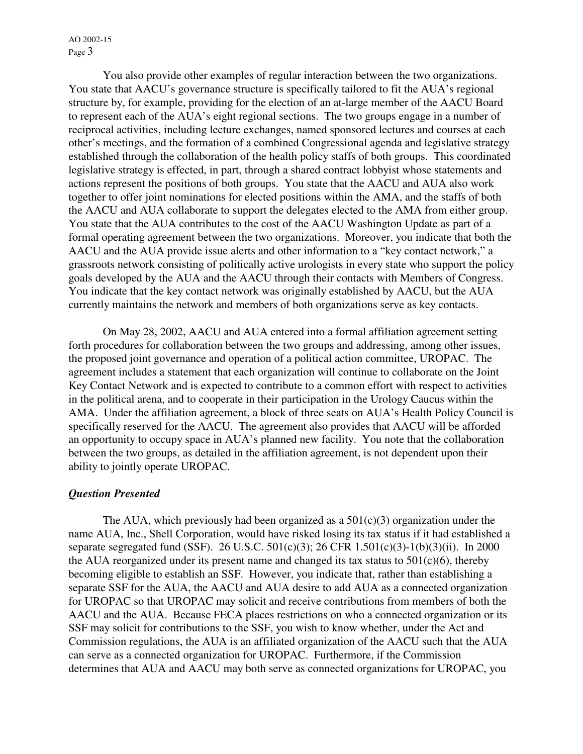You also provide other examples of regular interaction between the two organizations. You state that AACU's governance structure is specifically tailored to fit the AUA's regional structure by, for example, providing for the election of an at-large member of the AACU Board to represent each of the AUA's eight regional sections. The two groups engage in a number of reciprocal activities, including lecture exchanges, named sponsored lectures and courses at each other's meetings, and the formation of a combined Congressional agenda and legislative strategy established through the collaboration of the health policy staffs of both groups. This coordinated legislative strategy is effected, in part, through a shared contract lobbyist whose statements and actions represent the positions of both groups. You state that the AACU and AUA also work together to offer joint nominations for elected positions within the AMA, and the staffs of both the AACU and AUA collaborate to support the delegates elected to the AMA from either group. You state that the AUA contributes to the cost of the AACU Washington Update as part of a formal operating agreement between the two organizations. Moreover, you indicate that both the AACU and the AUA provide issue alerts and other information to a "key contact network," a grassroots network consisting of politically active urologists in every state who support the policy goals developed by the AUA and the AACU through their contacts with Members of Congress. You indicate that the key contact network was originally established by AACU, but the AUA currently maintains the network and members of both organizations serve as key contacts.

On May 28, 2002, AACU and AUA entered into a formal affiliation agreement setting forth procedures for collaboration between the two groups and addressing, among other issues, the proposed joint governance and operation of a political action committee, UROPAC. The agreement includes a statement that each organization will continue to collaborate on the Joint Key Contact Network and is expected to contribute to a common effort with respect to activities in the political arena, and to cooperate in their participation in the Urology Caucus within the AMA. Under the affiliation agreement, a block of three seats on AUA's Health Policy Council is specifically reserved for the AACU. The agreement also provides that AACU will be afforded an opportunity to occupy space in AUA's planned new facility. You note that the collaboration between the two groups, as detailed in the affiliation agreement, is not dependent upon their ability to jointly operate UROPAC.

### *Question Presented*

The AUA, which previously had been organized as a 501(c)(3) organization under the name AUA, Inc., Shell Corporation, would have risked losing its tax status if it had established a separate segregated fund (SSF). 26 U.S.C. 501(c)(3); 26 CFR 1.501(c)(3)-1(b)(3)(ii). In 2000 the AUA reorganized under its present name and changed its tax status to 501(c)(6), thereby becoming eligible to establish an SSF. However, you indicate that, rather than establishing a separate SSF for the AUA, the AACU and AUA desire to add AUA as a connected organization for UROPAC so that UROPAC may solicit and receive contributions from members of both the AACU and the AUA. Because FECA places restrictions on who a connected organization or its SSF may solicit for contributions to the SSF, you wish to know whether, under the Act and Commission regulations, the AUA is an affiliated organization of the AACU such that the AUA can serve as a connected organization for UROPAC. Furthermore, if the Commission determines that AUA and AACU may both serve as connected organizations for UROPAC, you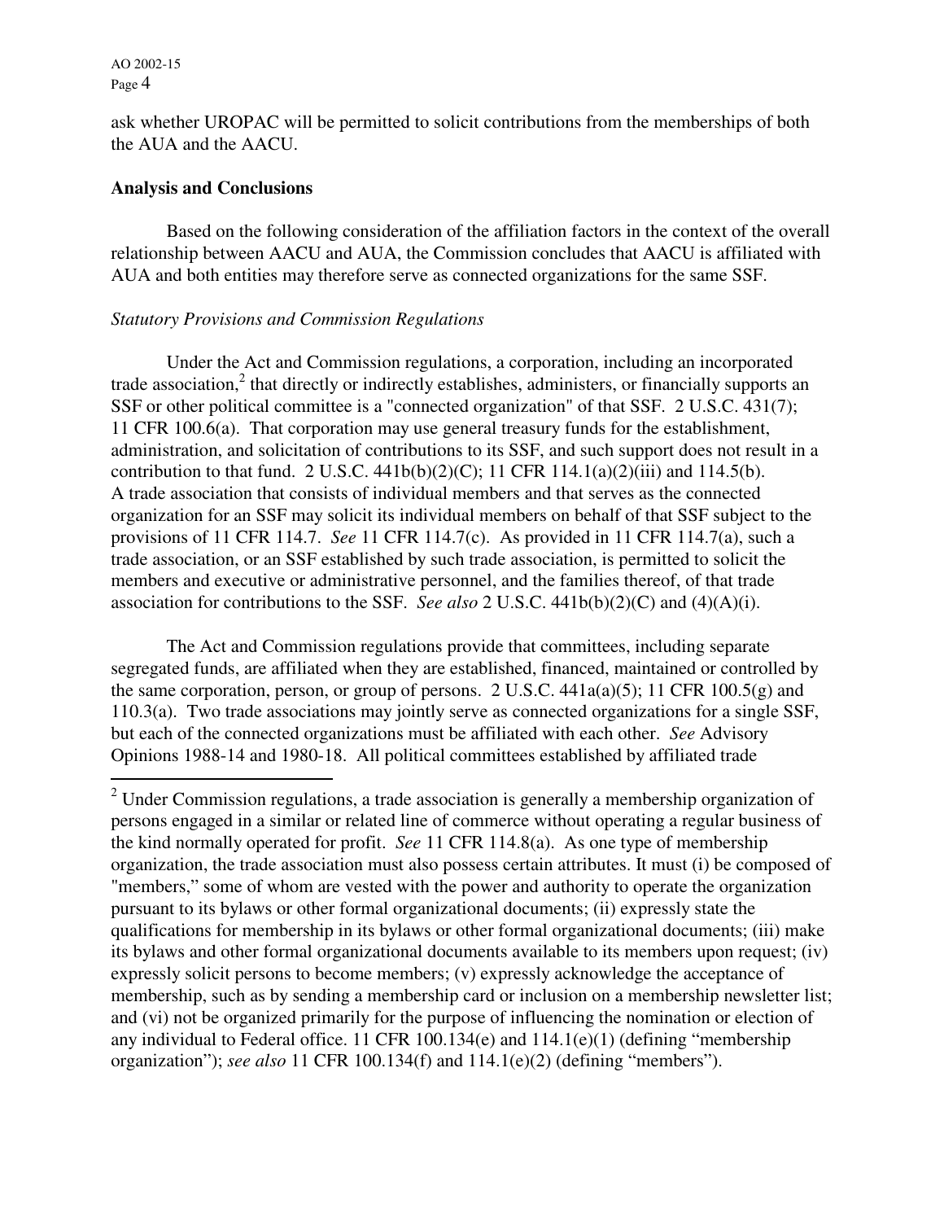ask whether UROPAC will be permitted to solicit contributions from the memberships of both the AUA and the AACU.

**Analysis and Conclusions**

Based on the following consideration of the affiliation factors in the context of the overall relationship between AACU and AUA, the Commission concludes that AACU is affiliated with AUA and both entities may therefore serve as connected organizations for the same SSF.

*Statutory Provisions and Commission Regulations*

Under the Act and Commission regulations, a corporation, including an incorporated trade association,[2] that directly or indirectly establishes, administers, or financially supports an SSF or other political committee is a "connected organization" of that SSF. 2 U.S.C. 431(7); 11 CFR 100.6(a). That corporation may use general treasury funds for the establishment, administration, and solicitation of contributions to its SSF, and such support does not result in a contribution to that fund. 2 U.S.C. 441b(b)(2)(C); 11 CFR 114.1(a)(2)(iii) and 114.5(b). A trade association that consists of individual members and that serves as the connected organization for an SSF may solicit its individual members on behalf of that SSF subject to the provisions of 11 CFR 114.7. *See* 11 CFR 114.7(c). As provided in 11 CFR 114.7(a), such a trade association, or an SSF established by such trade association, is permitted to solicit the members and executive or administrative personnel, and the families thereof, of that trade association for contributions to the SSF. *See also* 2 U.S.C. 441b(b)(2)(C) and (4)(A)(i).

The Act and Commission regulations provide that committees, including separate segregated funds, are affiliated when they are established, financed, maintained or controlled by the same corporation, person, or group of persons. 2 U.S.C. 441a(a)(5); 11 CFR 100.5(g) and 110.3(a). Two trade associations may jointly serve as connected organizations for a single SSF, but each of the connected organizations must be affiliated with each other. *See* Advisory Opinions 1988-14 and 1980-18. All political committees established by affiliated trade

---

[2] Under Commission regulations, a trade association is generally a membership organization of persons engaged in a similar or related line of commerce without operating a regular business of the kind normally operated for profit. *See* 11 CFR 114.8(a). As one type of membership organization, the trade association must also possess certain attributes. It must (i) be composed of "members," some of whom are vested with the power and authority to operate the organization pursuant to its bylaws or other formal organizational documents; (ii) expressly state the qualifications for membership in its bylaws or other formal organizational documents; (iii) make its bylaws and other formal organizational documents available to its members upon request; (iv) expressly solicit persons to become members; (v) expressly acknowledge the acceptance of membership, such as by sending a membership card or inclusion on a membership newsletter list; and (vi) not be organized primarily for the purpose of influencing the nomination or election of any individual to Federal office. 11 CFR 100.134(e) and 114.1(e)(1) (defining "membership organization"); *see also* 11 CFR 100.134(f) and 114.1(e)(2) (defining "members").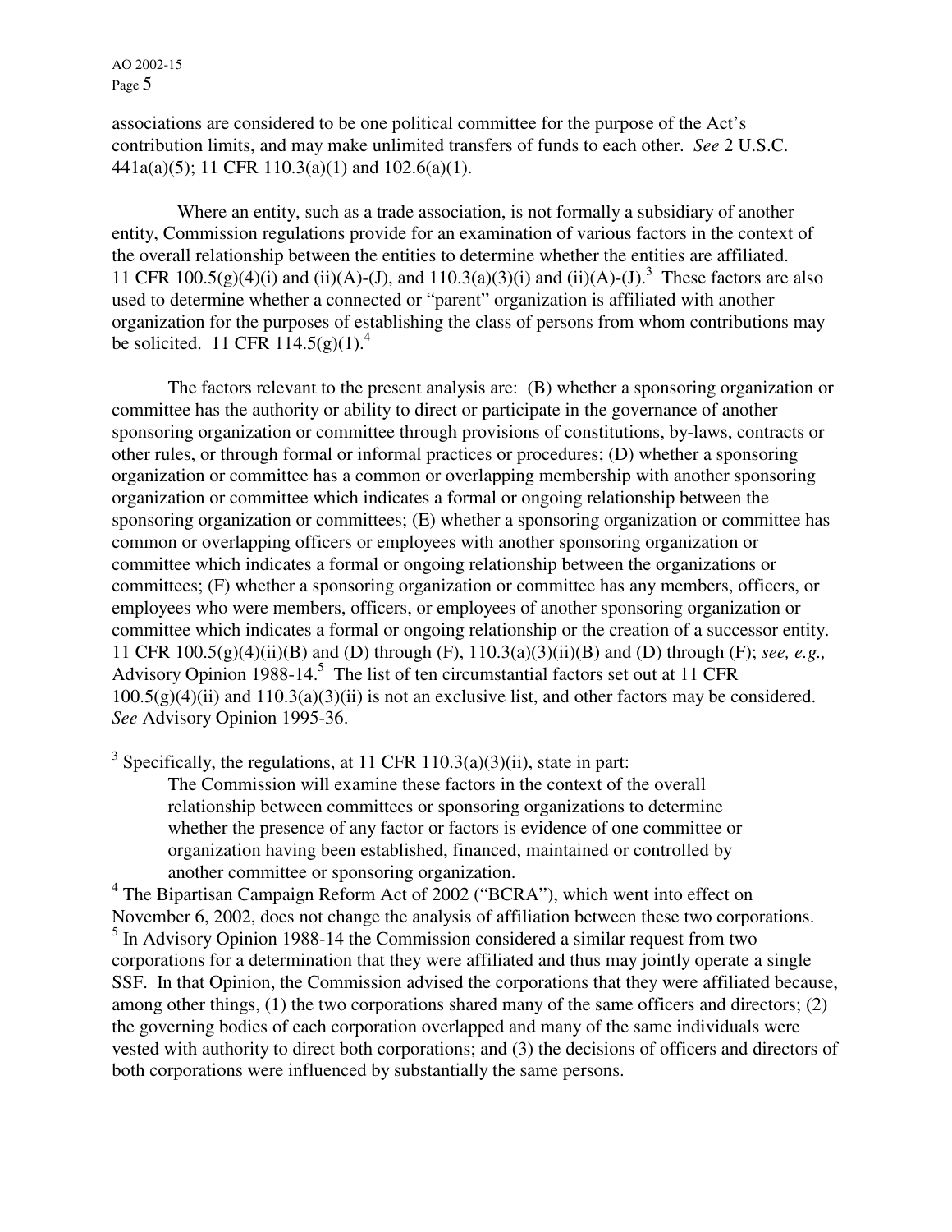associations are considered to be one political committee for the purpose of the Act's contribution limits, and may make unlimited transfers of funds to each other. *See* 2 U.S.C. 441a(a)(5); 11 CFR 110.3(a)(1) and 102.6(a)(1).

Where an entity, such as a trade association, is not formally a subsidiary of another entity, Commission regulations provide for an examination of various factors in the context of the overall relationship between the entities to determine whether the entities are affiliated. 11 CFR 100.5(g)(4)(i) and (ii)(A)-(J), and 110.3(a)(3)(i) and (ii)(A)-(J).[3] These factors are also used to determine whether a connected or "parent" organization is affiliated with another organization for the purposes of establishing the class of persons from whom contributions may be solicited. 11 CFR 114.5(g)(1).[4]

The factors relevant to the present analysis are: (B) whether a sponsoring organization or committee has the authority or ability to direct or participate in the governance of another sponsoring organization or committee through provisions of constitutions, by-laws, contracts or other rules, or through formal or informal practices or procedures; (D) whether a sponsoring organization or committee has a common or overlapping membership with another sponsoring organization or committee which indicates a formal or ongoing relationship between the sponsoring organization or committees; (E) whether a sponsoring organization or committee has common or overlapping officers or employees with another sponsoring organization or committee which indicates a formal or ongoing relationship between the organizations or committees; (F) whether a sponsoring organization or committee has any members, officers, or employees who were members, officers, or employees of another sponsoring organization or committee which indicates a formal or ongoing relationship or the creation of a successor entity. 11 CFR 100.5(g)(4)(ii)(B) and (D) through (F), 110.3(a)(3)(ii)(B) and (D) through (F); *see, e.g.,* Advisory Opinion 1988-14.[5] The list of ten circumstantial factors set out at 11 CFR 100.5(g)(4)(ii) and 110.3(a)(3)(ii) is not an exclusive list, and other factors may be considered. *See* Advisory Opinion 1995-36.

---

[3] Specifically, the regulations, at 11 CFR 110.3(a)(3)(ii), state in part:

> The Commission will examine these factors in the context of the overall relationship between committees or sponsoring organizations to determine whether the presence of any factor or factors is evidence of one committee or organization having been established, financed, maintained or controlled by another committee or sponsoring organization.

[4] The Bipartisan Campaign Reform Act of 2002 ("BCRA"), which went into effect on November 6, 2002, does not change the analysis of affiliation between these two corporations.

[5] In Advisory Opinion 1988-14 the Commission considered a similar request from two corporations for a determination that they were affiliated and thus may jointly operate a single SSF. In that Opinion, the Commission advised the corporations that they were affiliated because, among other things, (1) the two corporations shared many of the same officers and directors; (2) the governing bodies of each corporation overlapped and many of the same individuals were vested with authority to direct both corporations; and (3) the decisions of officers and directors of both corporations were influenced by substantially the same persons.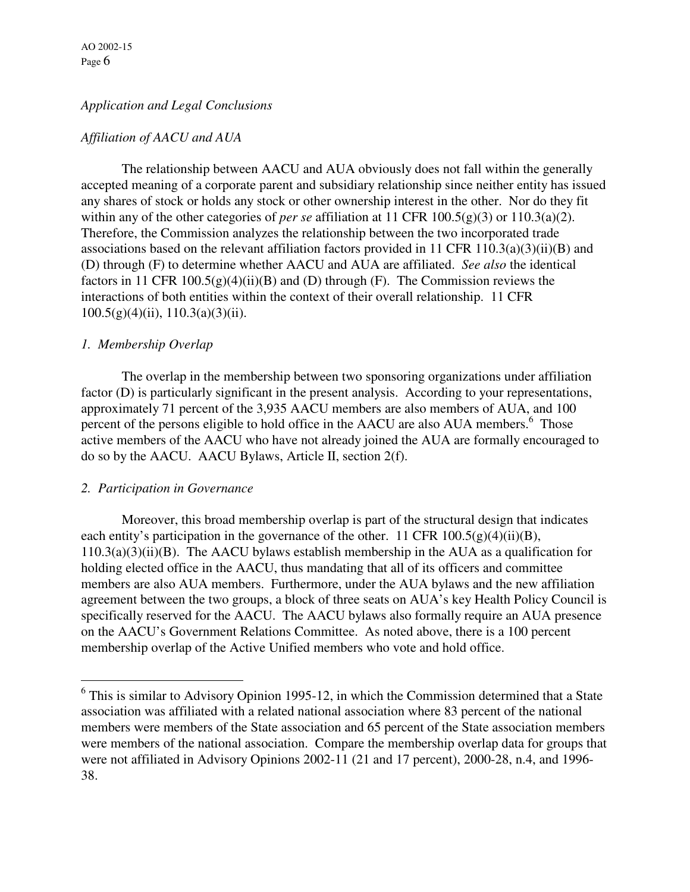*Application and Legal Conclusions*

*Affiliation of AACU and AUA*

The relationship between AACU and AUA obviously does not fall within the generally accepted meaning of a corporate parent and subsidiary relationship since neither entity has issued any shares of stock or holds any stock or other ownership interest in the other. Nor do they fit within any of the other categories of *per se* affiliation at 11 CFR 100.5(g)(3) or 110.3(a)(2). Therefore, the Commission analyzes the relationship between the two incorporated trade associations based on the relevant affiliation factors provided in 11 CFR 110.3(a)(3)(ii)(B) and (D) through (F) to determine whether AACU and AUA are affiliated. *See also* the identical factors in 11 CFR 100.5(g)(4)(ii)(B) and (D) through (F). The Commission reviews the interactions of both entities within the context of their overall relationship. 11 CFR 100.5(g)(4)(ii), 110.3(a)(3)(ii).

*1. Membership Overlap*

The overlap in the membership between two sponsoring organizations under affiliation factor (D) is particularly significant in the present analysis. According to your representations, approximately 71 percent of the 3,935 AACU members are also members of AUA, and 100 percent of the persons eligible to hold office in the AACU are also AUA members.[6] Those active members of the AACU who have not already joined the AUA are formally encouraged to do so by the AACU. AACU Bylaws, Article II, section 2(f).

*2. Participation in Governance*

Moreover, this broad membership overlap is part of the structural design that indicates each entity's participation in the governance of the other. 11 CFR 100.5(g)(4)(ii)(B), 110.3(a)(3)(ii)(B). The AACU bylaws establish membership in the AUA as a qualification for holding elected office in the AACU, thus mandating that all of its officers and committee members are also AUA members. Furthermore, under the AUA bylaws and the new affiliation agreement between the two groups, a block of three seats on AUA's key Health Policy Council is specifically reserved for the AACU. The AACU bylaws also formally require an AUA presence on the AACU's Government Relations Committee. As noted above, there is a 100 percent membership overlap of the Active Unified members who vote and hold office.

---

[6] This is similar to Advisory Opinion 1995-12, in which the Commission determined that a State association was affiliated with a related national association where 83 percent of the national members were members of the State association and 65 percent of the State association members were members of the national association. Compare the membership overlap data for groups that were not affiliated in Advisory Opinions 2002-11 (21 and 17 percent), 2000-28, n.4, and 1996-38.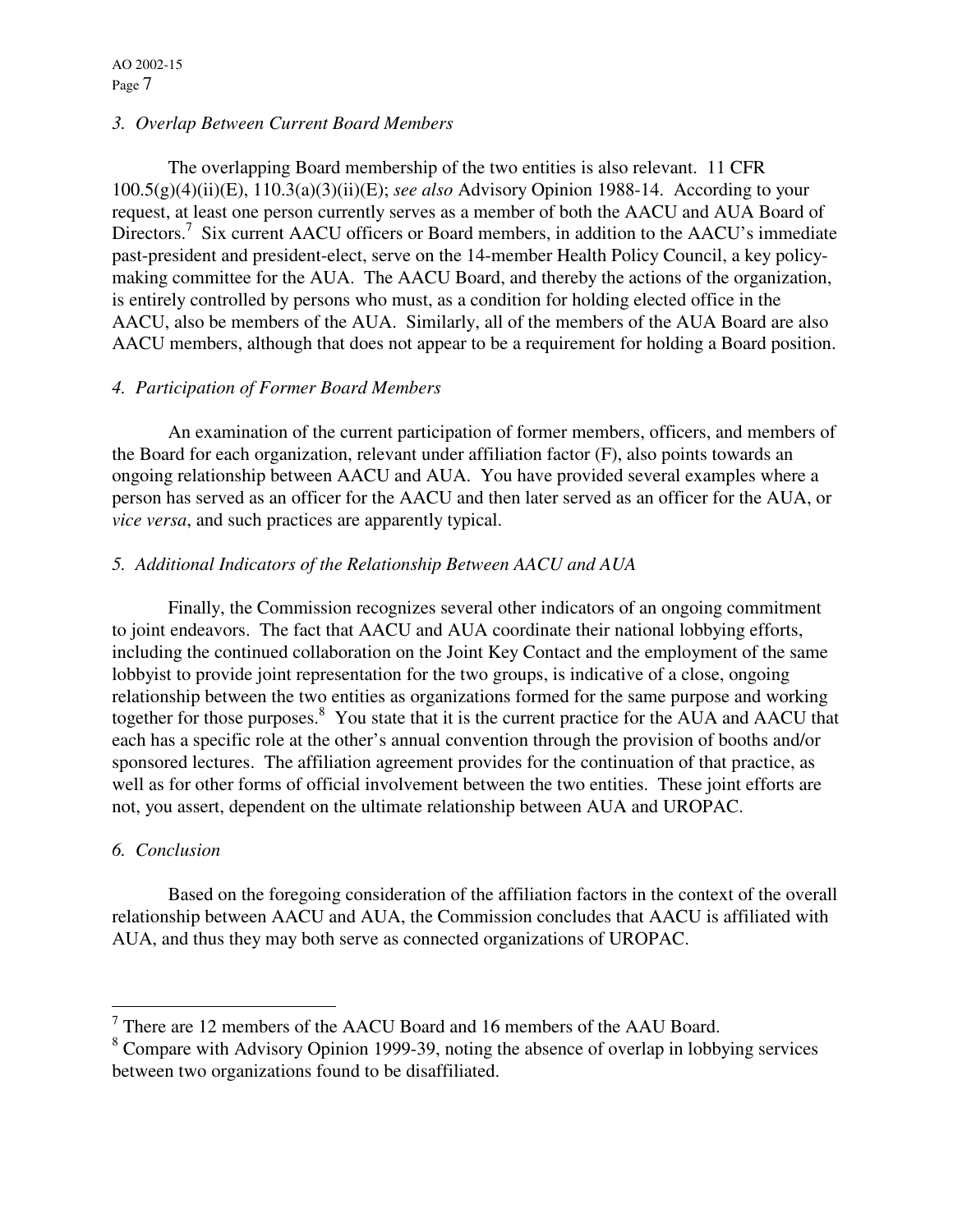*3. Overlap Between Current Board Members*

The overlapping Board membership of the two entities is also relevant. 11 CFR 100.5(g)(4)(ii)(E), 110.3(a)(3)(ii)(E); *see also* Advisory Opinion 1988-14. According to your request, at least one person currently serves as a member of both the AACU and AUA Board of Directors.[7] Six current AACU officers or Board members, in addition to the AACU's immediate past-president and president-elect, serve on the 14-member Health Policy Council, a key policy-making committee for the AUA. The AACU Board, and thereby the actions of the organization, is entirely controlled by persons who must, as a condition for holding elected office in the AACU, also be members of the AUA. Similarly, all of the members of the AUA Board are also AACU members, although that does not appear to be a requirement for holding a Board position.

*4. Participation of Former Board Members*

An examination of the current participation of former members, officers, and members of the Board for each organization, relevant under affiliation factor (F), also points towards an ongoing relationship between AACU and AUA. You have provided several examples where a person has served as an officer for the AACU and then later served as an officer for the AUA, or *vice versa*, and such practices are apparently typical.

*5. Additional Indicators of the Relationship Between AACU and AUA*

Finally, the Commission recognizes several other indicators of an ongoing commitment to joint endeavors. The fact that AACU and AUA coordinate their national lobbying efforts, including the continued collaboration on the Joint Key Contact and the employment of the same lobbyist to provide joint representation for the two groups, is indicative of a close, ongoing relationship between the two entities as organizations formed for the same purpose and working together for those purposes.[8] You state that it is the current practice for the AUA and AACU that each has a specific role at the other's annual convention through the provision of booths and/or sponsored lectures. The affiliation agreement provides for the continuation of that practice, as well as for other forms of official involvement between the two entities. These joint efforts are not, you assert, dependent on the ultimate relationship between AUA and UROPAC.

*6. Conclusion*

Based on the foregoing consideration of the affiliation factors in the context of the overall relationship between AACU and AUA, the Commission concludes that AACU is affiliated with AUA, and thus they may both serve as connected organizations of UROPAC.

---

[7] There are 12 members of the AACU Board and 16 members of the AAU Board.

[8] Compare with Advisory Opinion 1999-39, noting the absence of overlap in lobbying services between two organizations found to be disaffiliated.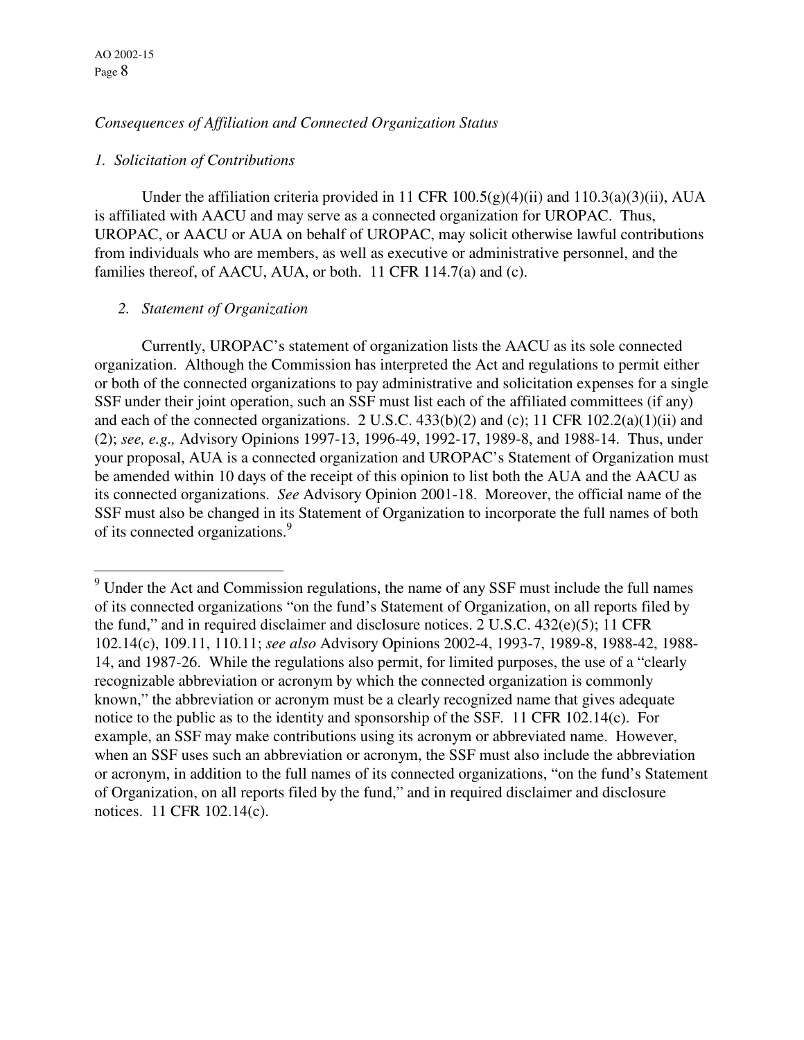*Consequences of Affiliation and Connected Organization Status*

*1. Solicitation of Contributions*

Under the affiliation criteria provided in 11 CFR 100.5(g)(4)(ii) and 110.3(a)(3)(ii), AUA is affiliated with AACU and may serve as a connected organization for UROPAC. Thus, UROPAC, or AACU or AUA on behalf of UROPAC, may solicit otherwise lawful contributions from individuals who are members, as well as executive or administrative personnel, and the families thereof, of AACU, AUA, or both. 11 CFR 114.7(a) and (c).

*2. Statement of Organization*

Currently, UROPAC's statement of organization lists the AACU as its sole connected organization. Although the Commission has interpreted the Act and regulations to permit either or both of the connected organizations to pay administrative and solicitation expenses for a single SSF under their joint operation, such an SSF must list each of the affiliated committees (if any) and each of the connected organizations. 2 U.S.C. 433(b)(2) and (c); 11 CFR 102.2(a)(1)(ii) and (2); *see, e.g.,* Advisory Opinions 1997-13, 1996-49, 1992-17, 1989-8, and 1988-14. Thus, under your proposal, AUA is a connected organization and UROPAC's Statement of Organization must be amended within 10 days of the receipt of this opinion to list both the AUA and the AACU as its connected organizations. *See* Advisory Opinion 2001-18. Moreover, the official name of the SSF must also be changed in its Statement of Organization to incorporate the full names of both of its connected organizations.[9]

---

[9] Under the Act and Commission regulations, the name of any SSF must include the full names of its connected organizations "on the fund's Statement of Organization, on all reports filed by the fund," and in required disclaimer and disclosure notices. 2 U.S.C. 432(e)(5); 11 CFR 102.14(c), 109.11, 110.11; *see also* Advisory Opinions 2002-4, 1993-7, 1989-8, 1988-42, 1988-14, and 1987-26. While the regulations also permit, for limited purposes, the use of a "clearly recognizable abbreviation or acronym by which the connected organization is commonly known," the abbreviation or acronym must be a clearly recognized name that gives adequate notice to the public as to the identity and sponsorship of the SSF. 11 CFR 102.14(c). For example, an SSF may make contributions using its acronym or abbreviated name. However, when an SSF uses such an abbreviation or acronym, the SSF must also include the abbreviation or acronym, in addition to the full names of its connected organizations, "on the fund's Statement of Organization, on all reports filed by the fund," and in required disclaimer and disclosure notices. 11 CFR 102.14(c).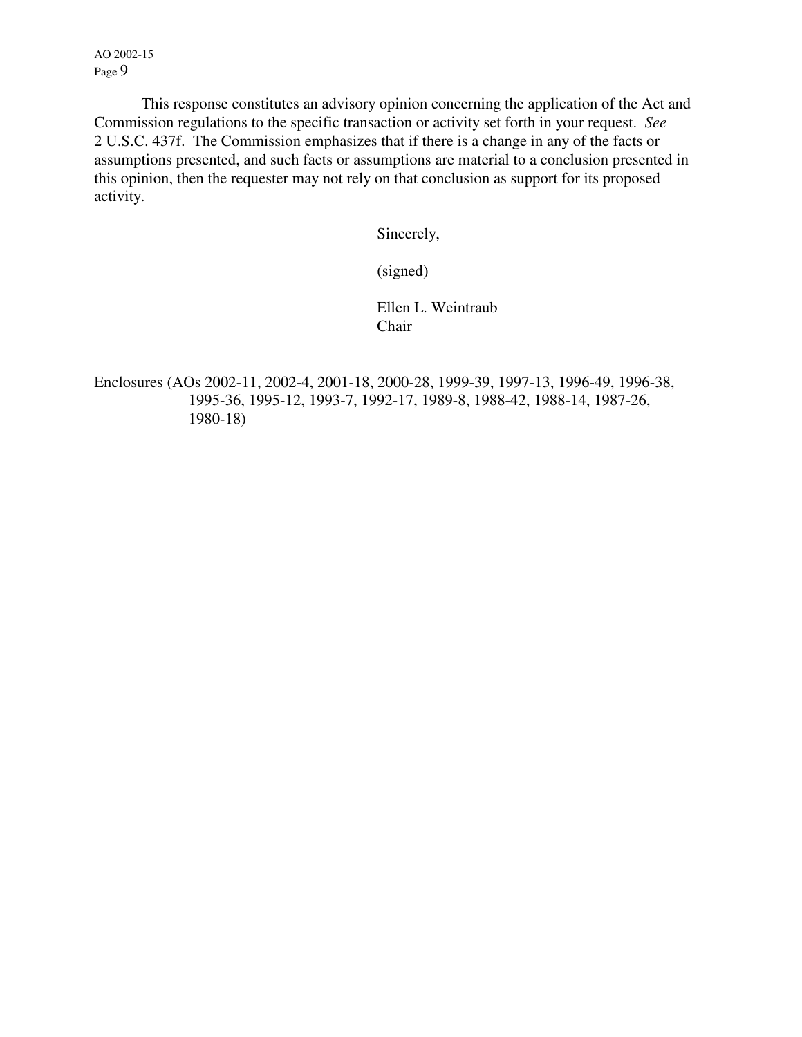This response constitutes an advisory opinion concerning the application of the Act and Commission regulations to the specific transaction or activity set forth in your request. *See* 2 U.S.C. 437f. The Commission emphasizes that if there is a change in any of the facts or assumptions presented, and such facts or assumptions are material to a conclusion presented in this opinion, then the requester may not rely on that conclusion as support for its proposed activity.

Sincerely,

(signed)

Ellen L. Weintraub
Chair

Enclosures (AOs 2002-11, 2002-4, 2001-18, 2000-28, 1999-39, 1997-13, 1996-49, 1996-38, 1995-36, 1995-12, 1993-7, 1992-17, 1989-8, 1988-42, 1988-14, 1987-26, 1980-18)